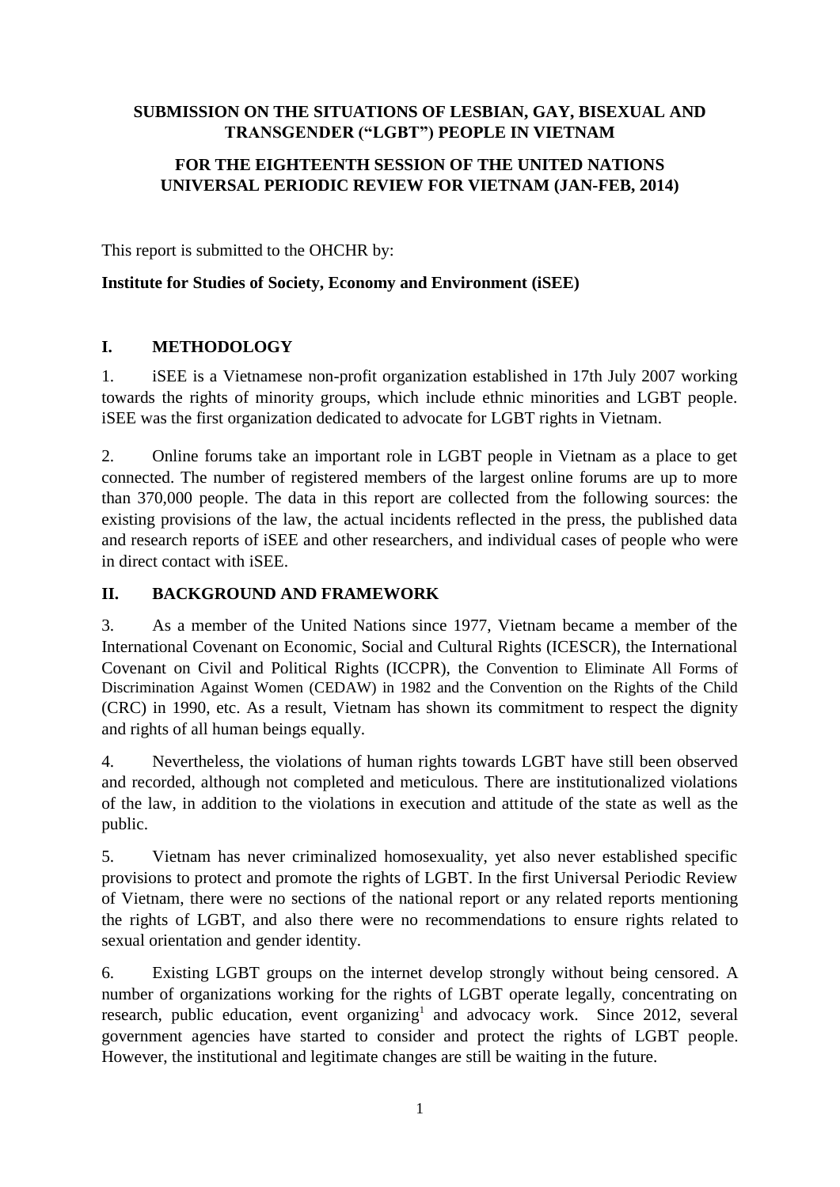**SUBMISSION ON THE SITUATIONS OF LESBIAN, GAY, BISEXUAL AND TRANSGENDER ("LGBT") PEOPLE IN VIETNAM**

**FOR THE EIGHTEENTH SESSION OF THE UNITED NATIONS UNIVERSAL PERIODIC REVIEW FOR VIETNAM (JAN-FEB, 2014)**

This report is submitted to the OHCHR by:

**Institute for Studies of Society, Economy and Environment (iSEE)**

## I. METHODOLOGY

1. iSEE is a Vietnamese non-profit organization established in 17th July 2007 working towards the rights of minority groups, which include ethnic minorities and LGBT people. iSEE was the first organization dedicated to advocate for LGBT rights in Vietnam.

2. Online forums take an important role in LGBT people in Vietnam as a place to get connected. The number of registered members of the largest online forums are up to more than 370,000 people. The data in this report are collected from the following sources: the existing provisions of the law, the actual incidents reflected in the press, the published data and research reports of iSEE and other researchers, and individual cases of people who were in direct contact with iSEE.

## II. BACKGROUND AND FRAMEWORK

3. As a member of the United Nations since 1977, Vietnam became a member of the International Covenant on Economic, Social and Cultural Rights (ICESCR), the International Covenant on Civil and Political Rights (ICCPR), the Convention to Eliminate All Forms of Discrimination Against Women (CEDAW) in 1982 and the Convention on the Rights of the Child (CRC) in 1990, etc. As a result, Vietnam has shown its commitment to respect the dignity and rights of all human beings equally.

4. Nevertheless, the violations of human rights towards LGBT have still been observed and recorded, although not completed and meticulous. There are institutionalized violations of the law, in addition to the violations in execution and attitude of the state as well as the public.

5. Vietnam has never criminalized homosexuality, yet also never established specific provisions to protect and promote the rights of LGBT. In the first Universal Periodic Review of Vietnam, there were no sections of the national report or any related reports mentioning the rights of LGBT, and also there were no recommendations to ensure rights related to sexual orientation and gender identity.

6. Existing LGBT groups on the internet develop strongly without being censored. A number of organizations working for the rights of LGBT operate legally, concentrating on research, public education, event organizing[1] and advocacy work. Since 2012, several government agencies have started to consider and protect the rights of LGBT people. However, the institutional and legitimate changes are still be waiting in the future.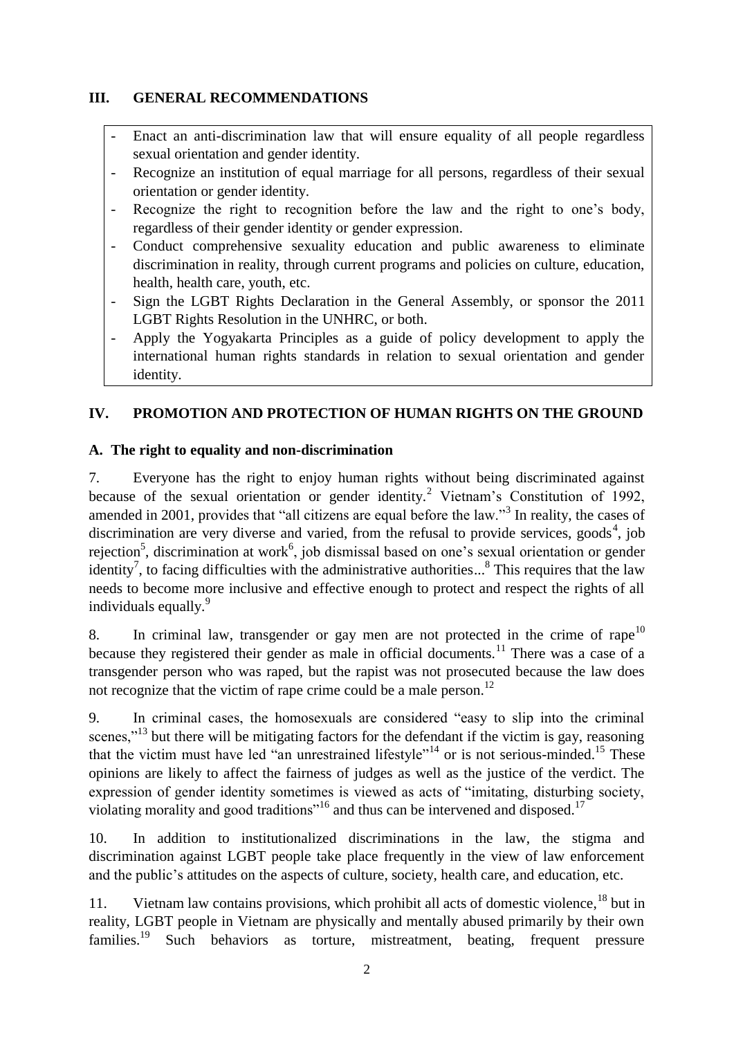## III. GENERAL RECOMMENDATIONS

- Enact an anti-discrimination law that will ensure equality of all people regardless sexual orientation and gender identity.
- Recognize an institution of equal marriage for all persons, regardless of their sexual orientation or gender identity.
- Recognize the right to recognition before the law and the right to one's body, regardless of their gender identity or gender expression.
- Conduct comprehensive sexuality education and public awareness to eliminate discrimination in reality, through current programs and policies on culture, education, health, health care, youth, etc.
- Sign the LGBT Rights Declaration in the General Assembly, or sponsor the 2011 LGBT Rights Resolution in the UNHRC, or both.
- Apply the Yogyakarta Principles as a guide of policy development to apply the international human rights standards in relation to sexual orientation and gender identity.

## IV. PROMOTION AND PROTECTION OF HUMAN RIGHTS ON THE GROUND

### A. The right to equality and non-discrimination

7. Everyone has the right to enjoy human rights without being discriminated against because of the sexual orientation or gender identity.[2] Vietnam's Constitution of 1992, amended in 2001, provides that "all citizens are equal before the law."[3] In reality, the cases of discrimination are very diverse and varied, from the refusal to provide services, goods[4], job rejection[5], discrimination at work[6], job dismissal based on one's sexual orientation or gender identity[7], to facing difficulties with the administrative authorities...[8] This requires that the law needs to become more inclusive and effective enough to protect and respect the rights of all individuals equally.[9]

8. In criminal law, transgender or gay men are not protected in the crime of rape[10] because they registered their gender as male in official documents.[11] There was a case of a transgender person who was raped, but the rapist was not prosecuted because the law does not recognize that the victim of rape crime could be a male person.[12]

9. In criminal cases, the homosexuals are considered "easy to slip into the criminal scenes,"[13] but there will be mitigating factors for the defendant if the victim is gay, reasoning that the victim must have led "an unrestrained lifestyle"[14] or is not serious-minded.[15] These opinions are likely to affect the fairness of judges as well as the justice of the verdict. The expression of gender identity sometimes is viewed as acts of "imitating, disturbing society, violating morality and good traditions"[16] and thus can be intervened and disposed.[17]

10. In addition to institutionalized discriminations in the law, the stigma and discrimination against LGBT people take place frequently in the view of law enforcement and the public's attitudes on the aspects of culture, society, health care, and education, etc.

11. Vietnam law contains provisions, which prohibit all acts of domestic violence,[18] but in reality, LGBT people in Vietnam are physically and mentally abused primarily by their own families.[19] Such behaviors as torture, mistreatment, beating, frequent pressure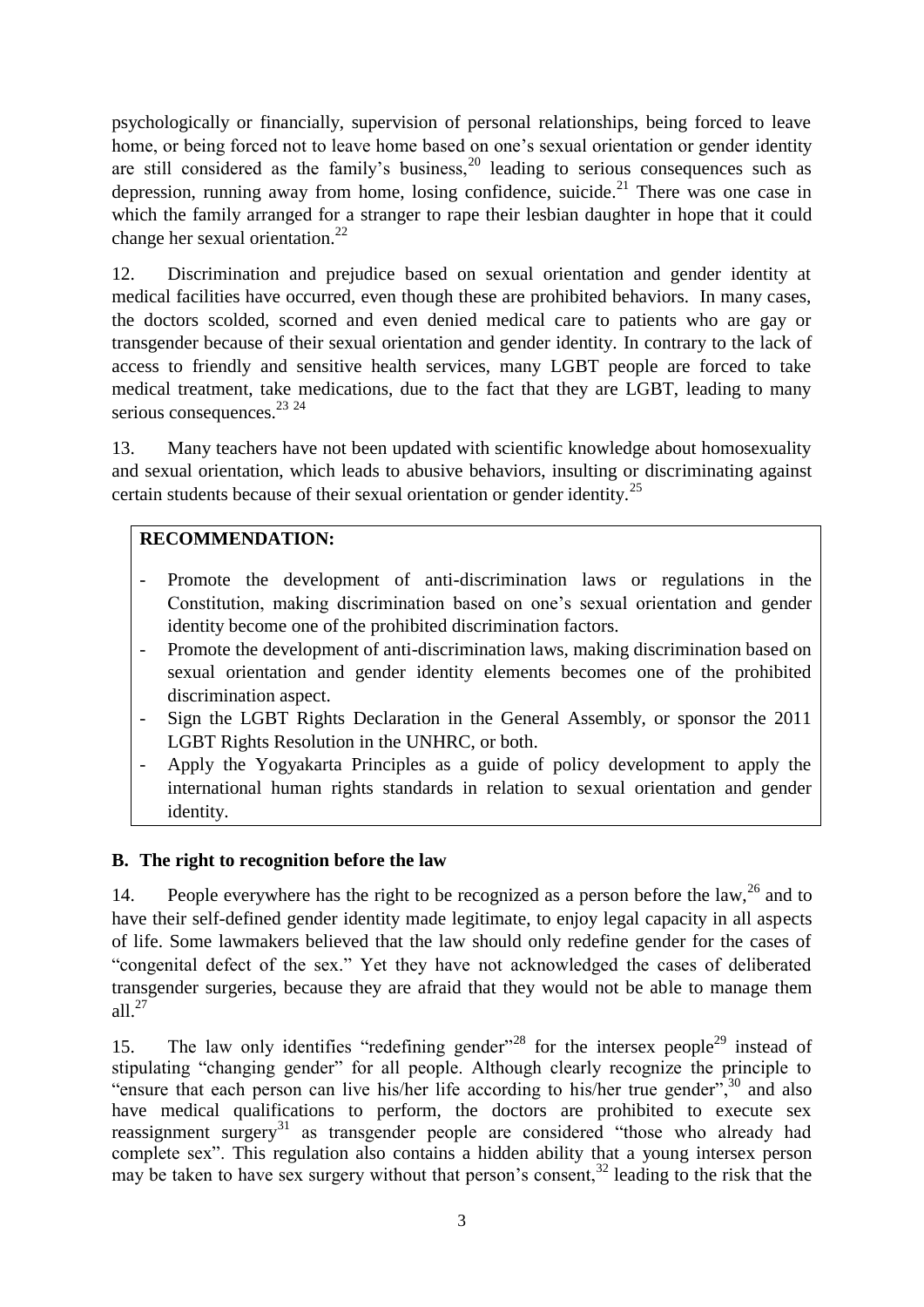psychologically or financially, supervision of personal relationships, being forced to leave home, or being forced not to leave home based on one's sexual orientation or gender identity are still considered as the family's business,[20] leading to serious consequences such as depression, running away from home, losing confidence, suicide.[21] There was one case in which the family arranged for a stranger to rape their lesbian daughter in hope that it could change her sexual orientation.[22]

12. Discrimination and prejudice based on sexual orientation and gender identity at medical facilities have occurred, even though these are prohibited behaviors. In many cases, the doctors scolded, scorned and even denied medical care to patients who are gay or transgender because of their sexual orientation and gender identity. In contrary to the lack of access to friendly and sensitive health services, many LGBT people are forced to take medical treatment, take medications, due to the fact that they are LGBT, leading to many serious consequences.[23 24]

13. Many teachers have not been updated with scientific knowledge about homosexuality and sexual orientation, which leads to abusive behaviors, insulting or discriminating against certain students because of their sexual orientation or gender identity.[25]

**RECOMMENDATION:**

- Promote the development of anti-discrimination laws or regulations in the Constitution, making discrimination based on one's sexual orientation and gender identity become one of the prohibited discrimination factors.
- Promote the development of anti-discrimination laws, making discrimination based on sexual orientation and gender identity elements becomes one of the prohibited discrimination aspect.
- Sign the LGBT Rights Declaration in the General Assembly, or sponsor the 2011 LGBT Rights Resolution in the UNHRC, or both.
- Apply the Yogyakarta Principles as a guide of policy development to apply the international human rights standards in relation to sexual orientation and gender identity.

### B. The right to recognition before the law

14. People everywhere has the right to be recognized as a person before the law,[26] and to have their self-defined gender identity made legitimate, to enjoy legal capacity in all aspects of life. Some lawmakers believed that the law should only redefine gender for the cases of "congenital defect of the sex." Yet they have not acknowledged the cases of deliberated transgender surgeries, because they are afraid that they would not be able to manage them all.[27]

15. The law only identifies "redefining gender"[28] for the intersex people[29] instead of stipulating "changing gender" for all people. Although clearly recognize the principle to "ensure that each person can live his/her life according to his/her true gender",[30] and also have medical qualifications to perform, the doctors are prohibited to execute sex reassignment surgery[31] as transgender people are considered "those who already had complete sex". This regulation also contains a hidden ability that a young intersex person may be taken to have sex surgery without that person's consent,[32] leading to the risk that the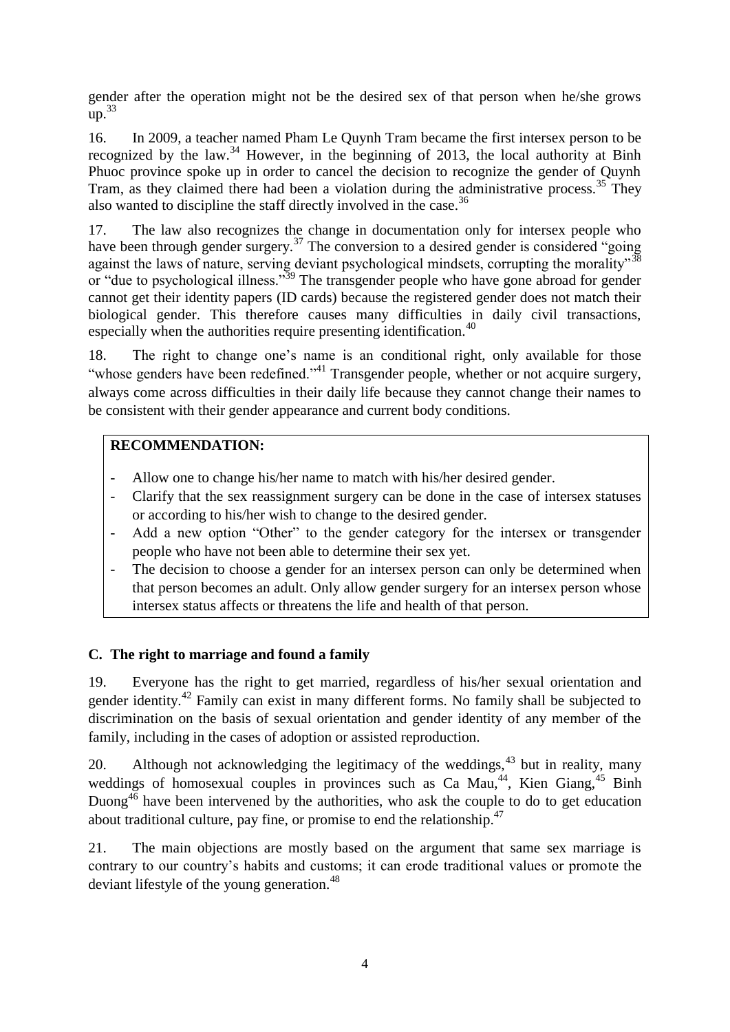gender after the operation might not be the desired sex of that person when he/she grows up.[33]

16. In 2009, a teacher named Pham Le Quynh Tram became the first intersex person to be recognized by the law.[34] However, in the beginning of 2013, the local authority at Binh Phuoc province spoke up in order to cancel the decision to recognize the gender of Quynh Tram, as they claimed there had been a violation during the administrative process.[35] They also wanted to discipline the staff directly involved in the case.[36]

17. The law also recognizes the change in documentation only for intersex people who have been through gender surgery.[37] The conversion to a desired gender is considered "going against the laws of nature, serving deviant psychological mindsets, corrupting the morality"[38] or "due to psychological illness."[39] The transgender people who have gone abroad for gender cannot get their identity papers (ID cards) because the registered gender does not match their biological gender. This therefore causes many difficulties in daily civil transactions, especially when the authorities require presenting identification.[40]

18. The right to change one's name is an conditional right, only available for those "whose genders have been redefined."[41] Transgender people, whether or not acquire surgery, always come across difficulties in their daily life because they cannot change their names to be consistent with their gender appearance and current body conditions.

**RECOMMENDATION:**

- Allow one to change his/her name to match with his/her desired gender.
- Clarify that the sex reassignment surgery can be done in the case of intersex statuses or according to his/her wish to change to the desired gender.
- Add a new option "Other" to the gender category for the intersex or transgender people who have not been able to determine their sex yet.
- The decision to choose a gender for an intersex person can only be determined when that person becomes an adult. Only allow gender surgery for an intersex person whose intersex status affects or threatens the life and health of that person.

### C. The right to marriage and found a family

19. Everyone has the right to get married, regardless of his/her sexual orientation and gender identity.[42] Family can exist in many different forms. No family shall be subjected to discrimination on the basis of sexual orientation and gender identity of any member of the family, including in the cases of adoption or assisted reproduction.

20. Although not acknowledging the legitimacy of the weddings,[43] but in reality, many weddings of homosexual couples in provinces such as Ca Mau,[44], Kien Giang,[45] Binh Duong[46] have been intervened by the authorities, who ask the couple to do to get education about traditional culture, pay fine, or promise to end the relationship.[47]

21. The main objections are mostly based on the argument that same sex marriage is contrary to our country's habits and customs; it can erode traditional values or promote the deviant lifestyle of the young generation.[48]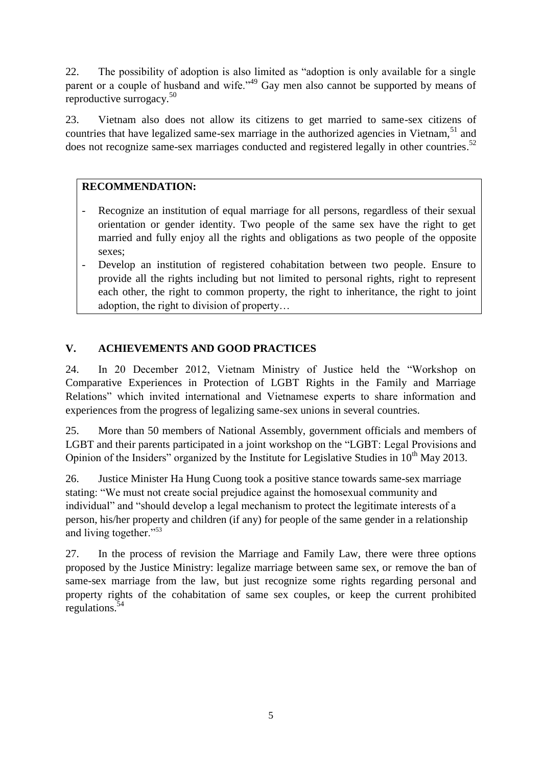22. The possibility of adoption is also limited as "adoption is only available for a single parent or a couple of husband and wife."[49] Gay men also cannot be supported by means of reproductive surrogacy.[50]

23. Vietnam also does not allow its citizens to get married to same-sex citizens of countries that have legalized same-sex marriage in the authorized agencies in Vietnam,[51] and does not recognize same-sex marriages conducted and registered legally in other countries.[52]

**RECOMMENDATION:**

- Recognize an institution of equal marriage for all persons, regardless of their sexual orientation or gender identity. Two people of the same sex have the right to get married and fully enjoy all the rights and obligations as two people of the opposite sexes;
- Develop an institution of registered cohabitation between two people. Ensure to provide all the rights including but not limited to personal rights, right to represent each other, the right to common property, the right to inheritance, the right to joint adoption, the right to division of property…

## V. ACHIEVEMENTS AND GOOD PRACTICES

24. In 20 December 2012, Vietnam Ministry of Justice held the "Workshop on Comparative Experiences in Protection of LGBT Rights in the Family and Marriage Relations" which invited international and Vietnamese experts to share information and experiences from the progress of legalizing same-sex unions in several countries.

25. More than 50 members of National Assembly, government officials and members of LGBT and their parents participated in a joint workshop on the "LGBT: Legal Provisions and Opinion of the Insiders" organized by the Institute for Legislative Studies in 10th May 2013.

26. Justice Minister Ha Hung Cuong took a positive stance towards same-sex marriage stating: "We must not create social prejudice against the homosexual community and individual" and "should develop a legal mechanism to protect the legitimate interests of a person, his/her property and children (if any) for people of the same gender in a relationship and living together."[53]

27. In the process of revision the Marriage and Family Law, there were three options proposed by the Justice Ministry: legalize marriage between same sex, or remove the ban of same-sex marriage from the law, but just recognize some rights regarding personal and property rights of the cohabitation of same sex couples, or keep the current prohibited regulations.[54]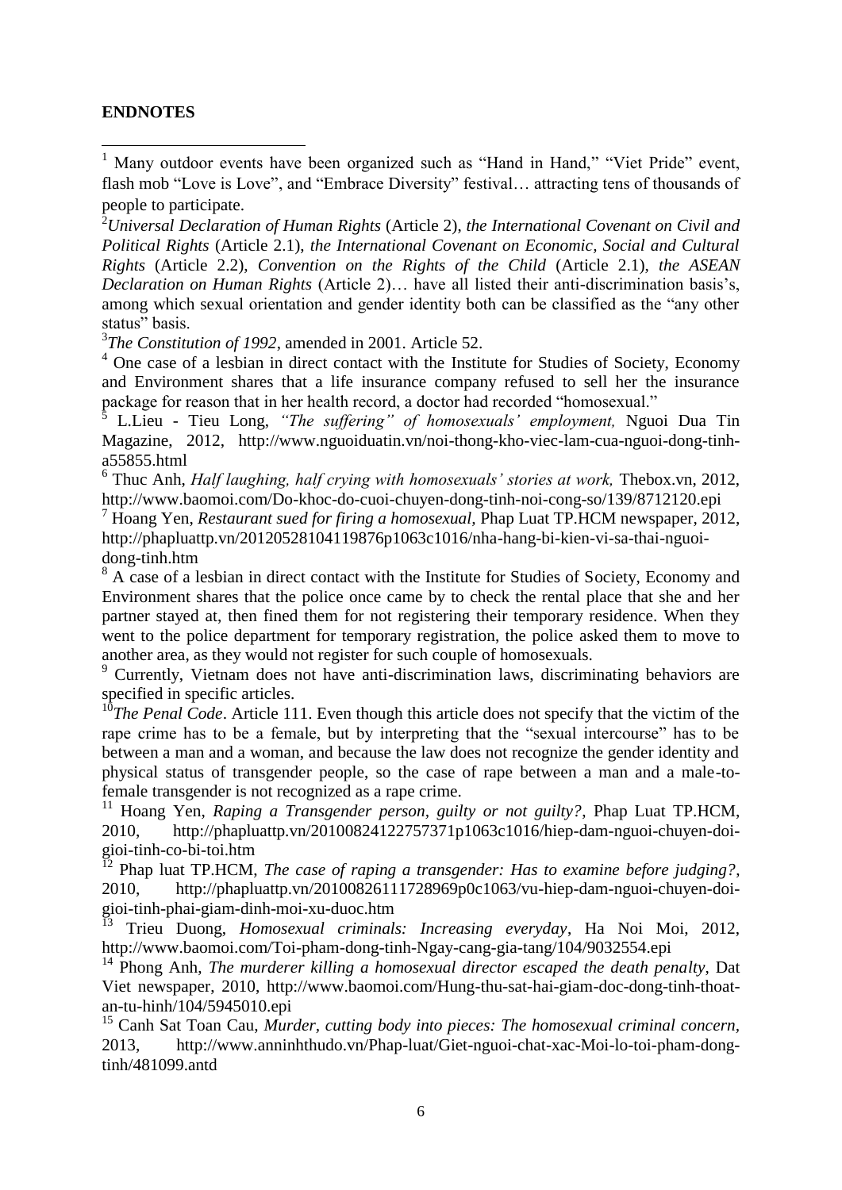**ENDNOTES**

[1] Many outdoor events have been organized such as "Hand in Hand," "Viet Pride" event, flash mob "Love is Love", and "Embrace Diversity" festival… attracting tens of thousands of people to participate.

[2] *Universal Declaration of Human Rights* (Article 2), *the International Covenant on Civil and Political Rights* (Article 2.1), *the International Covenant on Economic, Social and Cultural Rights* (Article 2.2), *Convention on the Rights of the Child* (Article 2.1), *the ASEAN Declaration on Human Rights* (Article 2)… have all listed their anti-discrimination basis's, among which sexual orientation and gender identity both can be classified as the "any other status" basis.

[3] *The Constitution of 1992*, amended in 2001. Article 52.

[4] One case of a lesbian in direct contact with the Institute for Studies of Society, Economy and Environment shares that a life insurance company refused to sell her the insurance package for reason that in her health record, a doctor had recorded "homosexual."

[5] L.Lieu - Tieu Long, *"The suffering" of homosexuals' employment,* Nguoi Dua Tin Magazine, 2012, http://www.nguoiduatin.vn/noi-thong-kho-viec-lam-cua-nguoi-dong-tinh-a55855.html

[6] Thuc Anh, *Half laughing, half crying with homosexuals' stories at work,* Thebox.vn, 2012, http://www.baomoi.com/Do-khoc-do-cuoi-chuyen-dong-tinh-noi-cong-so/139/8712120.epi

[7] Hoang Yen, *Restaurant sued for firing a homosexual,* Phap Luat TP.HCM newspaper, 2012, http://phapluattp.vn/20120528104119876p1063c1016/nha-hang-bi-kien-vi-sa-thai-nguoi-dong-tinh.htm

[8] A case of a lesbian in direct contact with the Institute for Studies of Society, Economy and Environment shares that the police once came by to check the rental place that she and her partner stayed at, then fined them for not registering their temporary residence. When they went to the police department for temporary registration, the police asked them to move to another area, as they would not register for such couple of homosexuals.

[9] Currently, Vietnam does not have anti-discrimination laws, discriminating behaviors are specified in specific articles.

[10] *The Penal Code*. Article 111. Even though this article does not specify that the victim of the rape crime has to be a female, but by interpreting that the "sexual intercourse" has to be between a man and a woman, and because the law does not recognize the gender identity and physical status of transgender people, so the case of rape between a man and a male-to-female transgender is not recognized as a rape crime.

[11] Hoang Yen, *Raping a Transgender person, guilty or not guilty?*, Phap Luat TP.HCM, 2010, http://phapluattp.vn/20100824122757371p1063c1016/hiep-dam-nguoi-chuyen-doi-gioi-tinh-co-bi-toi.htm

[12] Phap luat TP.HCM, *The case of raping a transgender: Has to examine before judging?*, 2010, http://phapluattp.vn/20100826111728969p0c1063/vu-hiep-dam-nguoi-chuyen-doi-gioi-tinh-phai-giam-dinh-moi-xu-duoc.htm

[13] Trieu Duong, *Homosexual criminals: Increasing everyday*, Ha Noi Moi, 2012, http://www.baomoi.com/Toi-pham-dong-tinh-Ngay-cang-gia-tang/104/9032554.epi

[14] Phong Anh, *The murderer killing a homosexual director escaped the death penalty*, Dat Viet newspaper, 2010, http://www.baomoi.com/Hung-thu-sat-hai-giam-doc-dong-tinh-thoat-an-tu-hinh/104/5945010.epi

[15] Canh Sat Toan Cau, *Murder, cutting body into pieces: The homosexual criminal concern,* 2013, http://www.anninhthudo.vn/Phap-luat/Giet-nguoi-chat-xac-Moi-lo-toi-pham-dong-tinh/481099.antd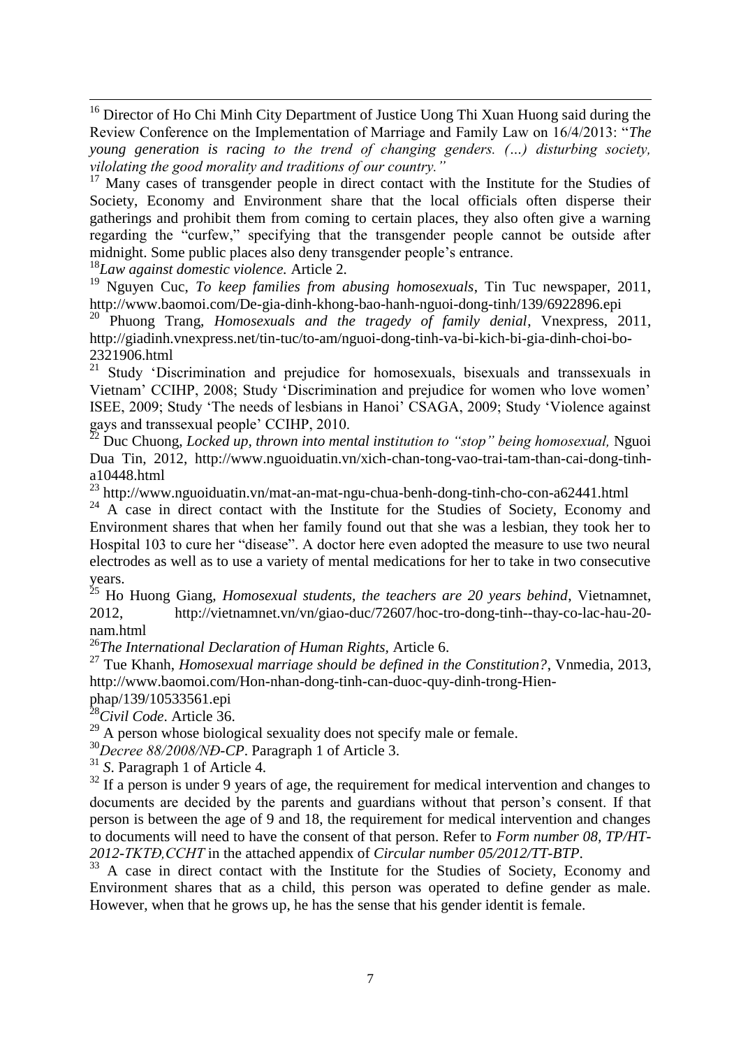[16] Director of Ho Chi Minh City Department of Justice Uong Thi Xuan Huong said during the Review Conference on the Implementation of Marriage and Family Law on 16/4/2013: "*The young generation is racing to the trend of changing genders. (…) disturbing society, vilolating the good morality and traditions of our country.*"

[17] Many cases of transgender people in direct contact with the Institute for the Studies of Society, Economy and Environment share that the local officials often disperse their gatherings and prohibit them from coming to certain places, they also often give a warning regarding the "curfew," specifying that the transgender people cannot be outside after midnight. Some public places also deny transgender people's entrance.

[18] *Law against domestic violence.* Article 2.

[19] Nguyen Cuc, *To keep families from abusing homosexuals*, Tin Tuc newspaper, 2011, http://www.baomoi.com/De-gia-dinh-khong-bao-hanh-nguoi-dong-tinh/139/6922896.epi

[20] Phuong Trang, *Homosexuals and the tragedy of family denial*, Vnexpress, 2011, http://giadinh.vnexpress.net/tin-tuc/to-am/nguoi-dong-tinh-va-bi-kich-bi-gia-dinh-choi-bo-2321906.html

[21] Study 'Discrimination and prejudice for homosexuals, bisexuals and transsexuals in Vietnam' CCIHP, 2008; Study 'Discrimination and prejudice for women who love women' ISEE, 2009; Study 'The needs of lesbians in Hanoi' CSAGA, 2009; Study 'Violence against gays and transsexual people' CCIHP, 2010.

[22] Duc Chuong, *Locked up, thrown into mental institution to "stop" being homosexual,* Nguoi Dua Tin, 2012, http://www.nguoiduatin.vn/xich-chan-tong-vao-trai-tam-than-cai-dong-tinh-a10448.html

[23] http://www.nguoiduatin.vn/mat-an-mat-ngu-chua-benh-dong-tinh-cho-con-a62441.html

[24] A case in direct contact with the Institute for the Studies of Society, Economy and Environment shares that when her family found out that she was a lesbian, they took her to Hospital 103 to cure her "disease". A doctor here even adopted the measure to use two neural electrodes as well as to use a variety of mental medications for her to take in two consecutive years.

[25] Ho Huong Giang, *Homosexual students, the teachers are 20 years behind*, Vietnamnet, 2012, http://vietnamnet.vn/vn/giao-duc/72607/hoc-tro-dong-tinh--thay-co-lac-hau-20-nam.html

[26] *The International Declaration of Human Rights,* Article 6.

[27] Tue Khanh, *Homosexual marriage should be defined in the Constitution?*, Vnmedia, 2013, http://www.baomoi.com/Hon-nhan-dong-tinh-can-duoc-quy-dinh-trong-Hien-phap/139/10533561.epi

[28] *Civil Code*. Article 36.

[29] A person whose biological sexuality does not specify male or female.

[30] *Decree 88/2008/NĐ-CP*. Paragraph 1 of Article 3.

[31] *S*. Paragraph 1 of Article 4.

[32] If a person is under 9 years of age, the requirement for medical intervention and changes to documents are decided by the parents and guardians without that person's consent. If that person is between the age of 9 and 18, the requirement for medical intervention and changes to documents will need to have the consent of that person. Refer to *Form number 08, TP/HT-2012-TKTĐ,CCHT* in the attached appendix of *Circular number 05/2012/TT-BTP*.

[33] A case in direct contact with the Institute for the Studies of Society, Economy and Environment shares that as a child, this person was operated to define gender as male. However, when that he grows up, he has the sense that his gender identit is female.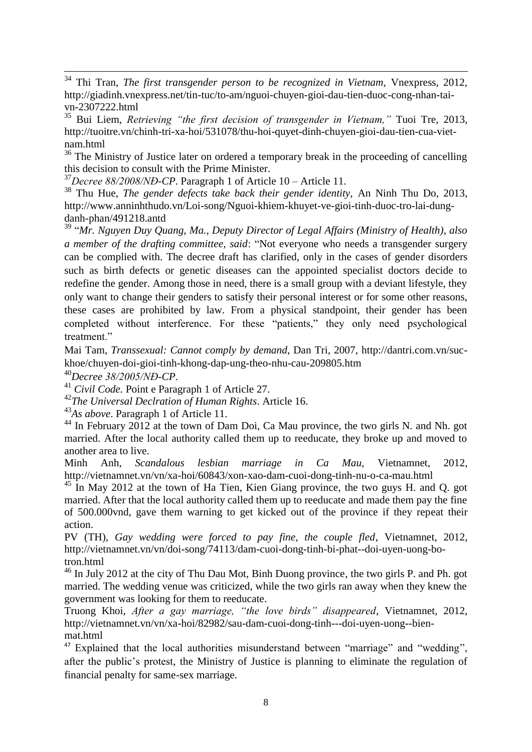[34] Thi Tran, *The first transgender person to be recognized in Vietnam*, Vnexpress, 2012, http://giadinh.vnexpress.net/tin-tuc/to-am/nguoi-chuyen-gioi-dau-tien-duoc-cong-nhan-tai-vn-2307222.html

[35] Bui Liem, *Retrieving "the first decision of transgender in Vietnam,"* Tuoi Tre, 2013, http://tuoitre.vn/chinh-tri-xa-hoi/531078/thu-hoi-quyet-dinh-chuyen-gioi-dau-tien-cua-viet-nam.html

[36] The Ministry of Justice later on ordered a temporary break in the proceeding of cancelling this decision to consult with the Prime Minister.

[37] *Decree 88/2008/NĐ-CP*. Paragraph 1 of Article 10 – Article 11.

[38] Thu Hue, *The gender defects take back their gender identity*, An Ninh Thu Do, 2013, http://www.anninhthudo.vn/Loi-song/Nguoi-khiem-khuyet-ve-gioi-tinh-duoc-tro-lai-dung-danh-phan/491218.antd

[39] "*Mr. Nguyen Duy Quang, Ma., Deputy Director of Legal Affairs (Ministry of Health), also a member of the drafting committee, said*: "Not everyone who needs a transgender surgery can be complied with. The decree draft has clarified, only in the cases of gender disorders such as birth defects or genetic diseases can the appointed specialist doctors decide to redefine the gender. Among those in need, there is a small group with a deviant lifestyle, they only want to change their genders to satisfy their personal interest or for some other reasons, these cases are prohibited by law. From a physical standpoint, their gender has been completed without interference. For these "patients," they only need psychological treatment."

Mai Tam, *Transsexual: Cannot comply by demand*, Dan Tri, 2007, http://dantri.com.vn/suc-khoe/chuyen-doi-gioi-tinh-khong-dap-ung-theo-nhu-cau-209805.htm

[40] *Decree 38/2005/NĐ-CP*.

[41] *Civil Code.* Point e Paragraph 1 of Article 27.

[42] *The Universal Declration of Human Rights*. Article 16.

[43] *As above*. Paragraph 1 of Article 11.

[44] In February 2012 at the town of Dam Doi, Ca Mau province, the two girls N. and Nh. got married. After the local authority called them up to reeducate, they broke up and moved to another area to live.

Minh Anh, *Scandalous lesbian marriage in Ca Mau*, Vietnamnet, 2012, http://vietnamnet.vn/vn/xa-hoi/60843/xon-xao-dam-cuoi-dong-tinh-nu-o-ca-mau.html

[45] In May 2012 at the town of Ha Tien, Kien Giang province, the two guys H. and Q. got married. After that the local authority called them up to reeducate and made them pay the fine of 500.000vnd, gave them warning to get kicked out of the province if they repeat their action.

PV (TH), *Gay wedding were forced to pay fine, the couple fled*, Vietnamnet, 2012, http://vietnamnet.vn/vn/doi-song/74113/dam-cuoi-dong-tinh-bi-phat--doi-uyen-uong-bo-tron.html

[46] In July 2012 at the city of Thu Dau Mot, Binh Duong province, the two girls P. and Ph. got married. The wedding venue was criticized, while the two girls ran away when they knew the government was looking for them to reeducate.

Truong Khoi, *After a gay marriage, "the love birds" disappeared*, Vietnamnet, 2012, http://vietnamnet.vn/vn/xa-hoi/82982/sau-dam-cuoi-dong-tinh---doi-uyen-uong--bien-mat.html

[47] Explained that the local authorities misunderstand between "marriage" and "wedding", after the public's protest, the Ministry of Justice is planning to eliminate the regulation of financial penalty for same-sex marriage.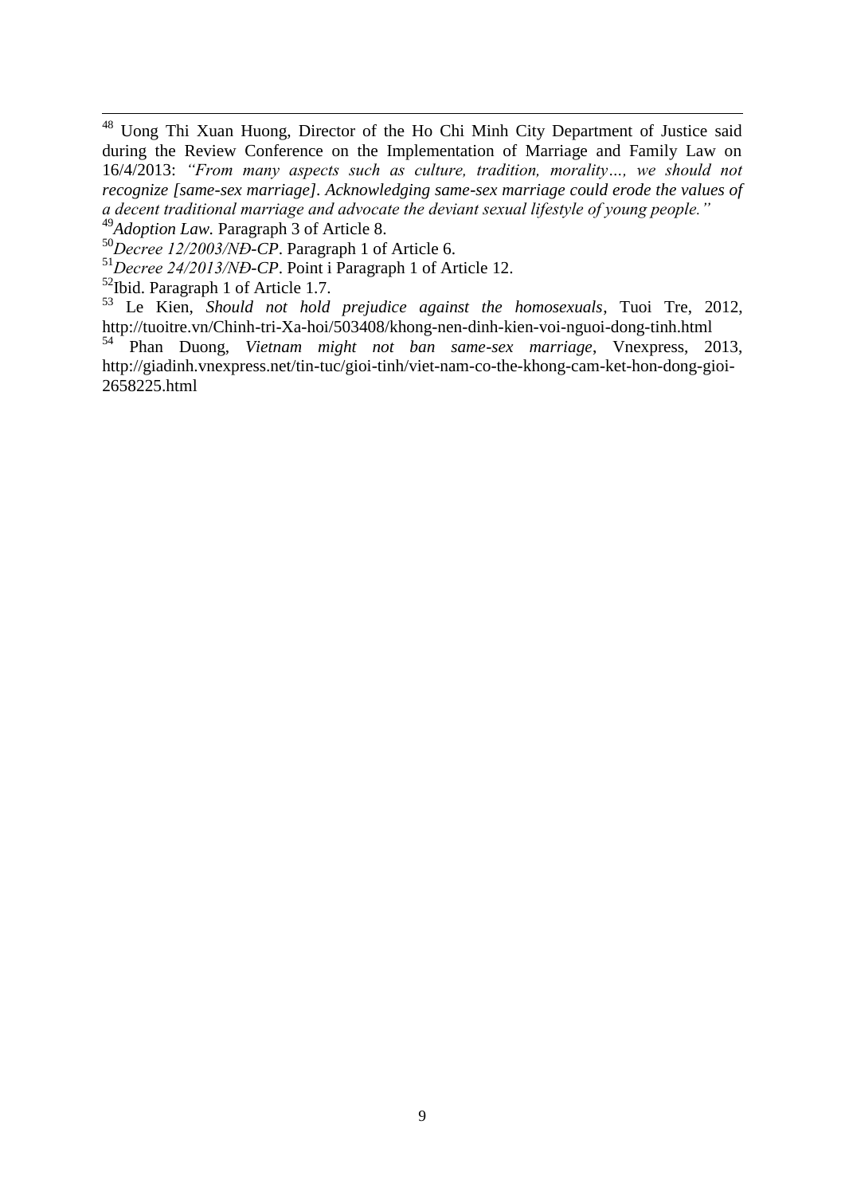[48] Uong Thi Xuan Huong, Director of the Ho Chi Minh City Department of Justice said during the Review Conference on the Implementation of Marriage and Family Law on 16/4/2013: *"From many aspects such as culture, tradition, morality…, we should not recognize [same-sex marriage]. Acknowledging same-sex marriage could erode the values of a decent traditional marriage and advocate the deviant sexual lifestyle of young people."*

[49] *Adoption Law.* Paragraph 3 of Article 8.

[50] *Decree 12/2003/NĐ-CP*. Paragraph 1 of Article 6.

[51] *Decree 24/2013/NĐ-CP*. Point i Paragraph 1 of Article 12.

[52] Ibid. Paragraph 1 of Article 1.7.

[53] Le Kien, *Should not hold prejudice against the homosexuals*, Tuoi Tre, 2012, http://tuoitre.vn/Chinh-tri-Xa-hoi/503408/khong-nen-dinh-kien-voi-nguoi-dong-tinh.html

[54] Phan Duong, *Vietnam might not ban same-sex marriage*, Vnexpress, 2013, http://giadinh.vnexpress.net/tin-tuc/gioi-tinh/viet-nam-co-the-khong-cam-ket-hon-dong-gioi-2658225.html